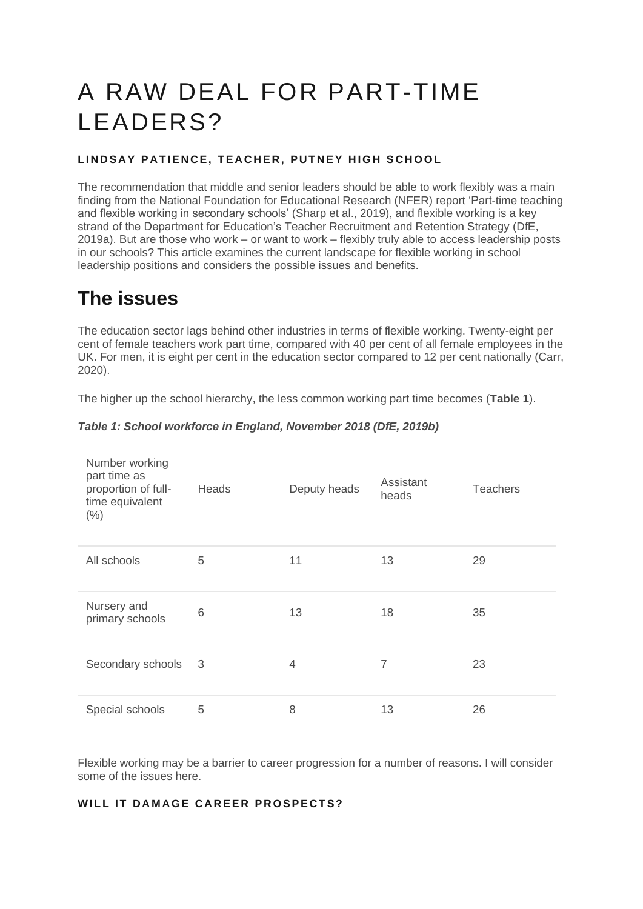# A RAW DEAL FOR PART-TIME LEADERS?

**LINDSAY PATIENCE, TEACHER, PUTNEY HIGH SCHOOL**

The recommendation that middle and senior leaders should be able to work flexibly was a main finding from the National Foundation for Educational Research (NFER) report 'Part-time teaching and flexible working in secondary schools' (Sharp et al., 2019), and flexible working is a key strand of the Department for Education's Teacher Recruitment and Retention Strategy (DfE, 2019a). But are those who work – or want to work – flexibly truly able to access leadership posts in our schools? This article examines the current landscape for flexible working in school leadership positions and considers the possible issues and benefits.

## The issues

The education sector lags behind other industries in terms of flexible working. Twenty-eight per cent of female teachers work part time, compared with 40 per cent of all female employees in the UK. For men, it is eight per cent in the education sector compared to 12 per cent nationally (Carr, 2020).

The higher up the school hierarchy, the less common working part time becomes (**Table 1**).

***Table 1: School workforce in England, November 2018 (DfE, 2019b)***

| Number working part time as proportion of full-time equivalent (%) | Heads | Deputy heads | Assistant heads | Teachers |
|---|---|---|---|---|
| All schools | 5 | 11 | 13 | 29 |
| Nursery and primary schools | 6 | 13 | 18 | 35 |
| Secondary schools | 3 | 4 | 7 | 23 |
| Special schools | 5 | 8 | 13 | 26 |

Flexible working may be a barrier to career progression for a number of reasons. I will consider some of the issues here.

#### WILL IT DAMAGE CAREER PROSPECTS?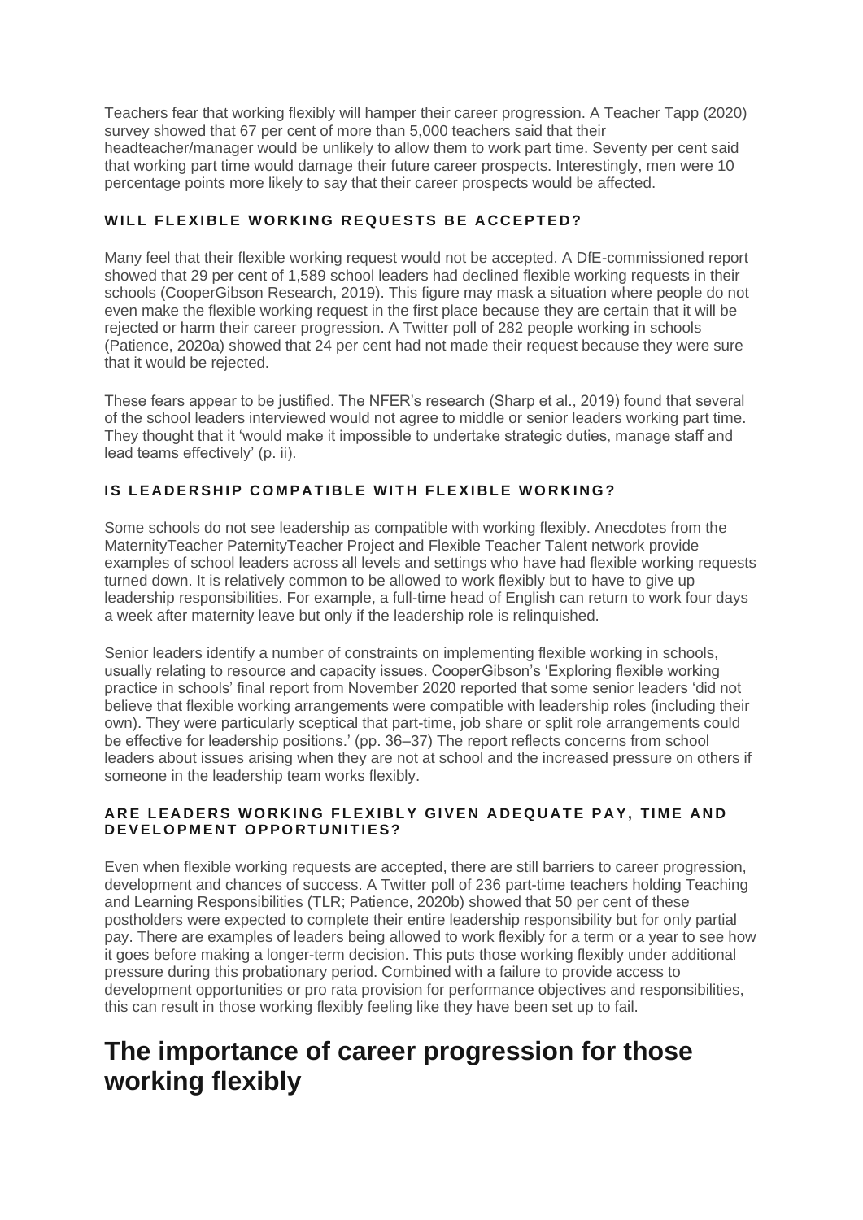Teachers fear that working flexibly will hamper their career progression. A Teacher Tapp (2020) survey showed that 67 per cent of more than 5,000 teachers said that their headteacher/manager would be unlikely to allow them to work part time. Seventy per cent said that working part time would damage their future career prospects. Interestingly, men were 10 percentage points more likely to say that their career prospects would be affected.

### WILL FLEXIBLE WORKING REQUESTS BE ACCEPTED?

Many feel that their flexible working request would not be accepted. A DfE-commissioned report showed that 29 per cent of 1,589 school leaders had declined flexible working requests in their schools (CooperGibson Research, 2019). This figure may mask a situation where people do not even make the flexible working request in the first place because they are certain that it will be rejected or harm their career progression. A Twitter poll of 282 people working in schools (Patience, 2020a) showed that 24 per cent had not made their request because they were sure that it would be rejected.

These fears appear to be justified. The NFER's research (Sharp et al., 2019) found that several of the school leaders interviewed would not agree to middle or senior leaders working part time. They thought that it 'would make it impossible to undertake strategic duties, manage staff and lead teams effectively' (p. ii).

### IS LEADERSHIP COMPATIBLE WITH FLEXIBLE WORKING?

Some schools do not see leadership as compatible with working flexibly. Anecdotes from the MaternityTeacher PaternityTeacher Project and Flexible Teacher Talent network provide examples of school leaders across all levels and settings who have had flexible working requests turned down. It is relatively common to be allowed to work flexibly but to have to give up leadership responsibilities. For example, a full-time head of English can return to work four days a week after maternity leave but only if the leadership role is relinquished.

Senior leaders identify a number of constraints on implementing flexible working in schools, usually relating to resource and capacity issues. CooperGibson's 'Exploring flexible working practice in schools' final report from November 2020 reported that some senior leaders 'did not believe that flexible working arrangements were compatible with leadership roles (including their own). They were particularly sceptical that part-time, job share or split role arrangements could be effective for leadership positions.' (pp. 36–37) The report reflects concerns from school leaders about issues arising when they are not at school and the increased pressure on others if someone in the leadership team works flexibly.

### ARE LEADERS WORKING FLEXIBLY GIVEN ADEQUATE PAY, TIME AND DEVELOPMENT OPPORTUNITIES?

Even when flexible working requests are accepted, there are still barriers to career progression, development and chances of success. A Twitter poll of 236 part-time teachers holding Teaching and Learning Responsibilities (TLR; Patience, 2020b) showed that 50 per cent of these postholders were expected to complete their entire leadership responsibility but for only partial pay. There are examples of leaders being allowed to work flexibly for a term or a year to see how it goes before making a longer-term decision. This puts those working flexibly under additional pressure during this probationary period. Combined with a failure to provide access to development opportunities or pro rata provision for performance objectives and responsibilities, this can result in those working flexibly feeling like they have been set up to fail.

## The importance of career progression for those working flexibly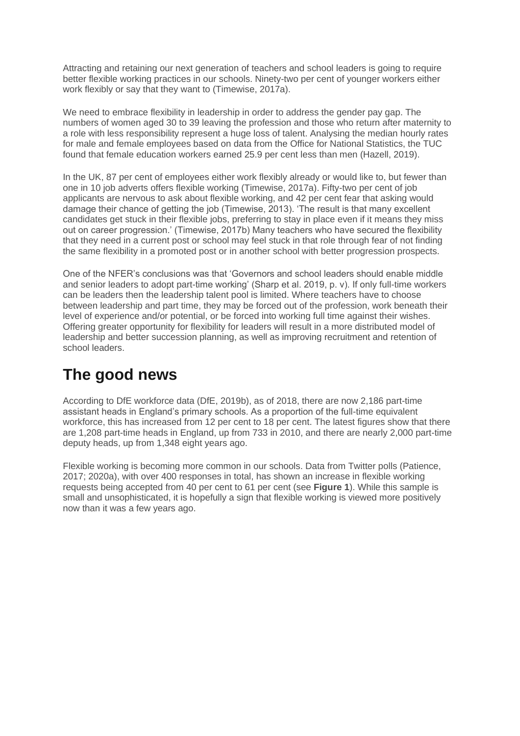Attracting and retaining our next generation of teachers and school leaders is going to require better flexible working practices in our schools. Ninety-two per cent of younger workers either work flexibly or say that they want to (Timewise, 2017a).

We need to embrace flexibility in leadership in order to address the gender pay gap. The numbers of women aged 30 to 39 leaving the profession and those who return after maternity to a role with less responsibility represent a huge loss of talent. Analysing the median hourly rates for male and female employees based on data from the Office for National Statistics, the TUC found that female education workers earned 25.9 per cent less than men (Hazell, 2019).

In the UK, 87 per cent of employees either work flexibly already or would like to, but fewer than one in 10 job adverts offers flexible working (Timewise, 2017a). Fifty-two per cent of job applicants are nervous to ask about flexible working, and 42 per cent fear that asking would damage their chance of getting the job (Timewise, 2013). 'The result is that many excellent candidates get stuck in their flexible jobs, preferring to stay in place even if it means they miss out on career progression.' (Timewise, 2017b) Many teachers who have secured the flexibility that they need in a current post or school may feel stuck in that role through fear of not finding the same flexibility in a promoted post or in another school with better progression prospects.

One of the NFER's conclusions was that 'Governors and school leaders should enable middle and senior leaders to adopt part-time working' (Sharp et al. 2019, p. v). If only full-time workers can be leaders then the leadership talent pool is limited. Where teachers have to choose between leadership and part time, they may be forced out of the profession, work beneath their level of experience and/or potential, or be forced into working full time against their wishes. Offering greater opportunity for flexibility for leaders will result in a more distributed model of leadership and better succession planning, as well as improving recruitment and retention of school leaders.

## The good news

According to DfE workforce data (DfE, 2019b), as of 2018, there are now 2,186 part-time assistant heads in England's primary schools. As a proportion of the full-time equivalent workforce, this has increased from 12 per cent to 18 per cent. The latest figures show that there are 1,208 part-time heads in England, up from 733 in 2010, and there are nearly 2,000 part-time deputy heads, up from 1,348 eight years ago.

Flexible working is becoming more common in our schools. Data from Twitter polls (Patience, 2017; 2020a), with over 400 responses in total, has shown an increase in flexible working requests being accepted from 40 per cent to 61 per cent (see **Figure 1**). While this sample is small and unsophisticated, it is hopefully a sign that flexible working is viewed more positively now than it was a few years ago.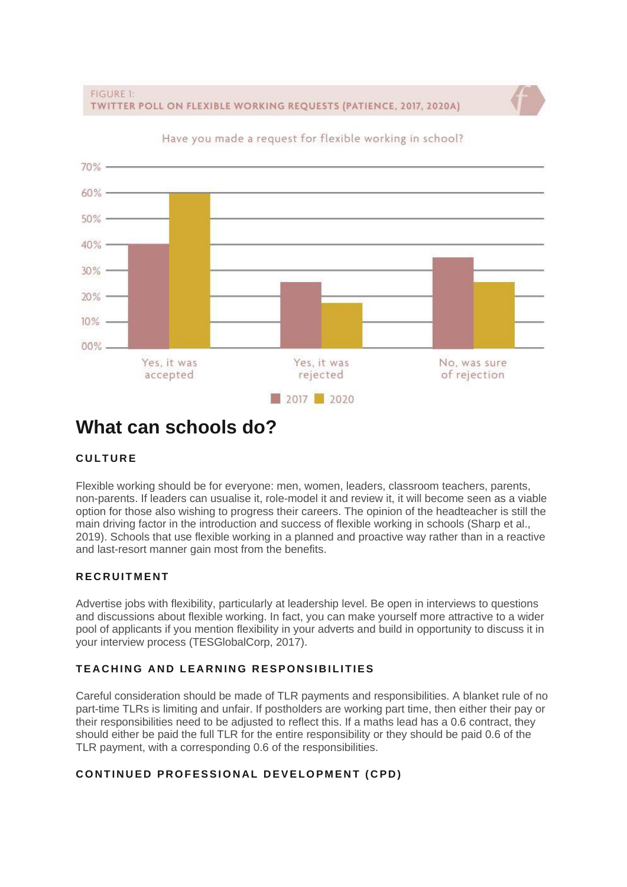FIGURE 1:
TWITTER POLL ON FLEXIBLE WORKING REQUESTS (PATIENCE, 2017, 2020A)

Have you made a request for flexible working in school?

| | 2017 | 2020 |
|---|---|---|
| Yes, it was accepted | 40% | 60% |
| Yes, it was rejected | 25% | 17% |
| No, was sure of rejection | 35% | 25% |

## What can schools do?

### CULTURE

Flexible working should be for everyone: men, women, leaders, classroom teachers, parents, non-parents. If leaders can usualise it, role-model it and review it, it will become seen as a viable option for those also wishing to progress their careers. The opinion of the headteacher is still the main driving factor in the introduction and success of flexible working in schools (Sharp et al., 2019). Schools that use flexible working in a planned and proactive way rather than in a reactive and last-resort manner gain most from the benefits.

### RECRUITMENT

Advertise jobs with flexibility, particularly at leadership level. Be open in interviews to questions and discussions about flexible working. In fact, you can make yourself more attractive to a wider pool of applicants if you mention flexibility in your adverts and build in opportunity to discuss it in your interview process (TESGlobalCorp, 2017).

### TEACHING AND LEARNING RESPONSIBILITIES

Careful consideration should be made of TLR payments and responsibilities. A blanket rule of no part-time TLRs is limiting and unfair. If postholders are working part time, then either their pay or their responsibilities need to be adjusted to reflect this. If a maths lead has a 0.6 contract, they should either be paid the full TLR for the entire responsibility or they should be paid 0.6 of the TLR payment, with a corresponding 0.6 of the responsibilities.

### CONTINUED PROFESSIONAL DEVELOPMENT (CPD)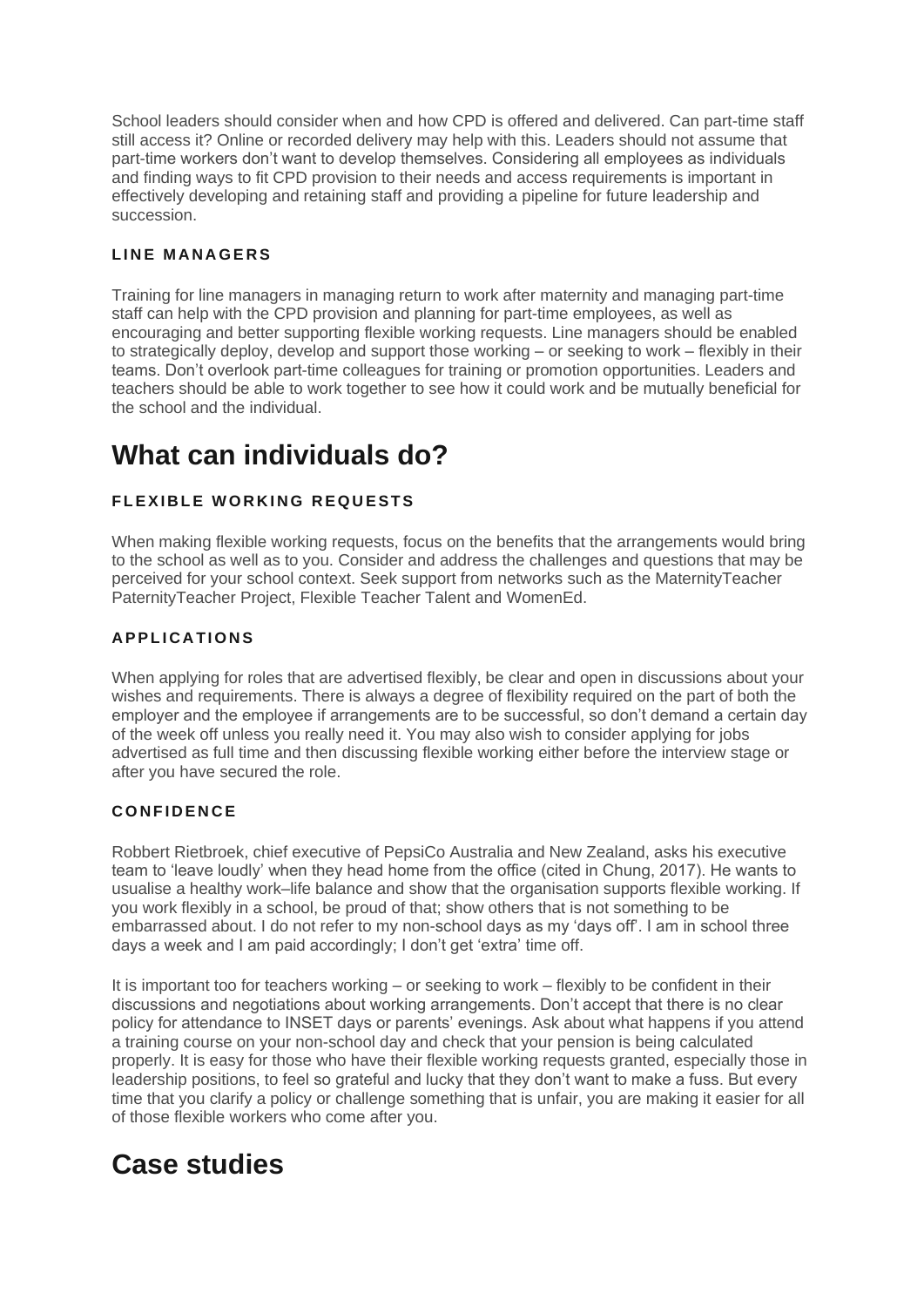School leaders should consider when and how CPD is offered and delivered. Can part-time staff still access it? Online or recorded delivery may help with this. Leaders should not assume that part-time workers don't want to develop themselves. Considering all employees as individuals and finding ways to fit CPD provision to their needs and access requirements is important in effectively developing and retaining staff and providing a pipeline for future leadership and succession.

### LINE MANAGERS

Training for line managers in managing return to work after maternity and managing part-time staff can help with the CPD provision and planning for part-time employees, as well as encouraging and better supporting flexible working requests. Line managers should be enabled to strategically deploy, develop and support those working – or seeking to work – flexibly in their teams. Don't overlook part-time colleagues for training or promotion opportunities. Leaders and teachers should be able to work together to see how it could work and be mutually beneficial for the school and the individual.

## What can individuals do?

### FLEXIBLE WORKING REQUESTS

When making flexible working requests, focus on the benefits that the arrangements would bring to the school as well as to you. Consider and address the challenges and questions that may be perceived for your school context. Seek support from networks such as the MaternityTeacher PaternityTeacher Project, Flexible Teacher Talent and WomenEd.

### APPLICATIONS

When applying for roles that are advertised flexibly, be clear and open in discussions about your wishes and requirements. There is always a degree of flexibility required on the part of both the employer and the employee if arrangements are to be successful, so don't demand a certain day of the week off unless you really need it. You may also wish to consider applying for jobs advertised as full time and then discussing flexible working either before the interview stage or after you have secured the role.

### CONFIDENCE

Robbert Rietbroek, chief executive of PepsiCo Australia and New Zealand, asks his executive team to 'leave loudly' when they head home from the office (cited in Chung, 2017). He wants to usualise a healthy work–life balance and show that the organisation supports flexible working. If you work flexibly in a school, be proud of that; show others that is not something to be embarrassed about. I do not refer to my non-school days as my 'days off'. I am in school three days a week and I am paid accordingly; I don't get 'extra' time off.

It is important too for teachers working – or seeking to work – flexibly to be confident in their discussions and negotiations about working arrangements. Don't accept that there is no clear policy for attendance to INSET days or parents' evenings. Ask about what happens if you attend a training course on your non-school day and check that your pension is being calculated properly. It is easy for those who have their flexible working requests granted, especially those in leadership positions, to feel so grateful and lucky that they don't want to make a fuss. But every time that you clarify a policy or challenge something that is unfair, you are making it easier for all of those flexible workers who come after you.

## Case studies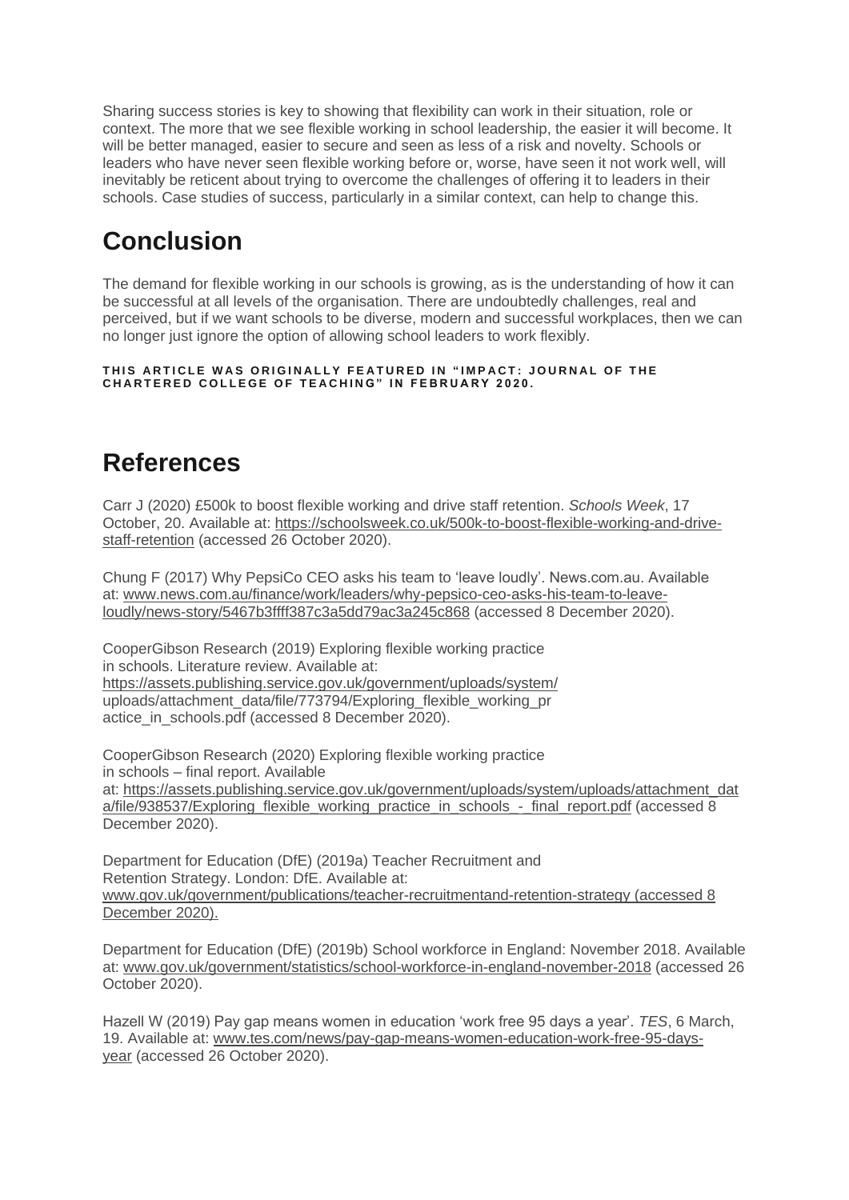Sharing success stories is key to showing that flexibility can work in their situation, role or context. The more that we see flexible working in school leadership, the easier it will become. It will be better managed, easier to secure and seen as less of a risk and novelty. Schools or leaders who have never seen flexible working before or, worse, have seen it not work well, will inevitably be reticent about trying to overcome the challenges of offering it to leaders in their schools. Case studies of success, particularly in a similar context, can help to change this.

## Conclusion

The demand for flexible working in our schools is growing, as is the understanding of how it can be successful at all levels of the organisation. There are undoubtedly challenges, real and perceived, but if we want schools to be diverse, modern and successful workplaces, then we can no longer just ignore the option of allowing school leaders to work flexibly.

**THIS ARTICLE WAS ORIGINALLY FEATURED IN "IMPACT: JOURNAL OF THE CHARTERED COLLEGE OF TEACHING" IN FEBRUARY 2020.**

## References

Carr J (2020) £500k to boost flexible working and drive staff retention. *Schools Week*, 17 October, 20. Available at: https://schoolsweek.co.uk/500k-to-boost-flexible-working-and-drive-staff-retention (accessed 26 October 2020).

Chung F (2017) Why PepsiCo CEO asks his team to 'leave loudly'. News.com.au. Available at: www.news.com.au/finance/work/leaders/why-pepsico-ceo-asks-his-team-to-leave-loudly/news-story/5467b3ffff387c3a5dd79ac3a245c868 (accessed 8 December 2020).

CooperGibson Research (2019) Exploring flexible working practice in schools. Literature review. Available at: https://assets.publishing.service.gov.uk/government/uploads/system/uploads/attachment_data/file/773794/Exploring_flexible_working_practice_in_schools.pdf (accessed 8 December 2020).

CooperGibson Research (2020) Exploring flexible working practice in schools – final report. Available at: https://assets.publishing.service.gov.uk/government/uploads/system/uploads/attachment_data/file/938537/Exploring_flexible_working_practice_in_schools_-_final_report.pdf (accessed 8 December 2020).

Department for Education (DfE) (2019a) Teacher Recruitment and Retention Strategy. London: DfE. Available at: www.gov.uk/government/publications/teacher-recruitmentand-retention-strategy (accessed 8 December 2020).

Department for Education (DfE) (2019b) School workforce in England: November 2018. Available at: www.gov.uk/government/statistics/school-workforce-in-england-november-2018 (accessed 26 October 2020).

Hazell W (2019) Pay gap means women in education 'work free 95 days a year'. *TES*, 6 March, 19. Available at: www.tes.com/news/pay-gap-means-women-education-work-free-95-days-year (accessed 26 October 2020).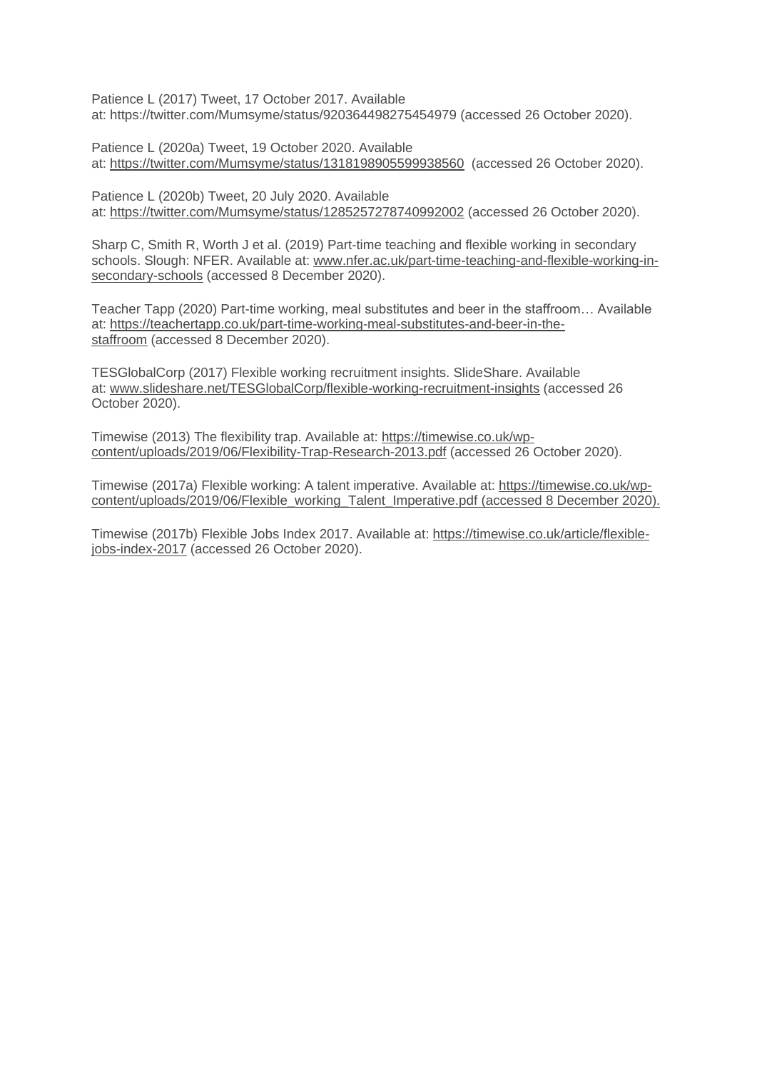Patience L (2017) Tweet, 17 October 2017. Available at: https://twitter.com/Mumsyme/status/920364498275454979 (accessed 26 October 2020).

Patience L (2020a) Tweet, 19 October 2020. Available at: https://twitter.com/Mumsyme/status/1318198905599938560 (accessed 26 October 2020).

Patience L (2020b) Tweet, 20 July 2020. Available at: https://twitter.com/Mumsyme/status/1285257278740992002 (accessed 26 October 2020).

Sharp C, Smith R, Worth J et al. (2019) Part-time teaching and flexible working in secondary schools. Slough: NFER. Available at: www.nfer.ac.uk/part-time-teaching-and-flexible-working-in-secondary-schools (accessed 8 December 2020).

Teacher Tapp (2020) Part-time working, meal substitutes and beer in the staffroom… Available at: https://teachertapp.co.uk/part-time-working-meal-substitutes-and-beer-in-the-staffroom (accessed 8 December 2020).

TESGlobalCorp (2017) Flexible working recruitment insights. SlideShare. Available at: www.slideshare.net/TESGlobalCorp/flexible-working-recruitment-insights (accessed 26 October 2020).

Timewise (2013) The flexibility trap. Available at: https://timewise.co.uk/wp-content/uploads/2019/06/Flexibility-Trap-Research-2013.pdf (accessed 26 October 2020).

Timewise (2017a) Flexible working: A talent imperative. Available at: https://timewise.co.uk/wp-content/uploads/2019/06/Flexible_working_Talent_Imperative.pdf (accessed 8 December 2020).

Timewise (2017b) Flexible Jobs Index 2017. Available at: https://timewise.co.uk/article/flexible-jobs-index-2017 (accessed 26 October 2020).